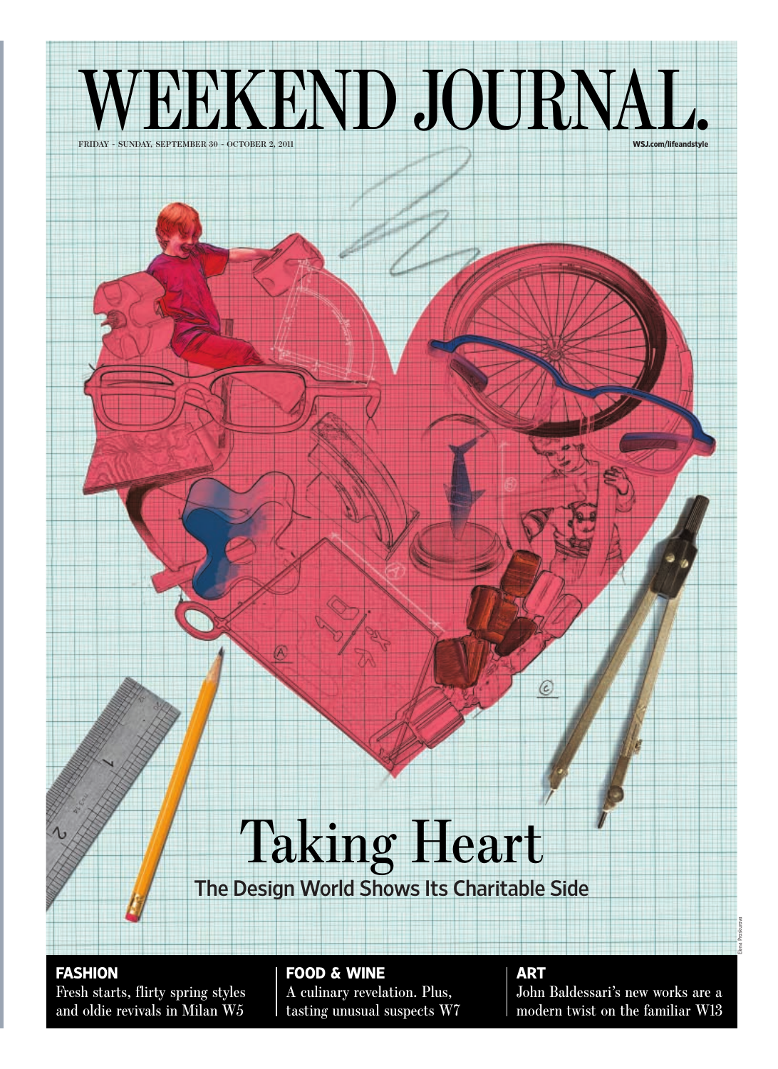# WEEKEND JOURNAL.

FRIDAY - SUNDAY, SEPTEMBER 30 - OCTOBER 2, 2011

WSJ.com/lifeandstyle

# Taking Heart

## The Design World Shows Its Charitable Side

Elena Proskurina

**FASHION**
Fresh starts, flirty spring styles and oldie revivals in Milan W5

**FOOD & WINE**
A culinary revelation. Plus, tasting unusual suspects W7

**ART**
John Baldessari's new works are a modern twist on the familiar W13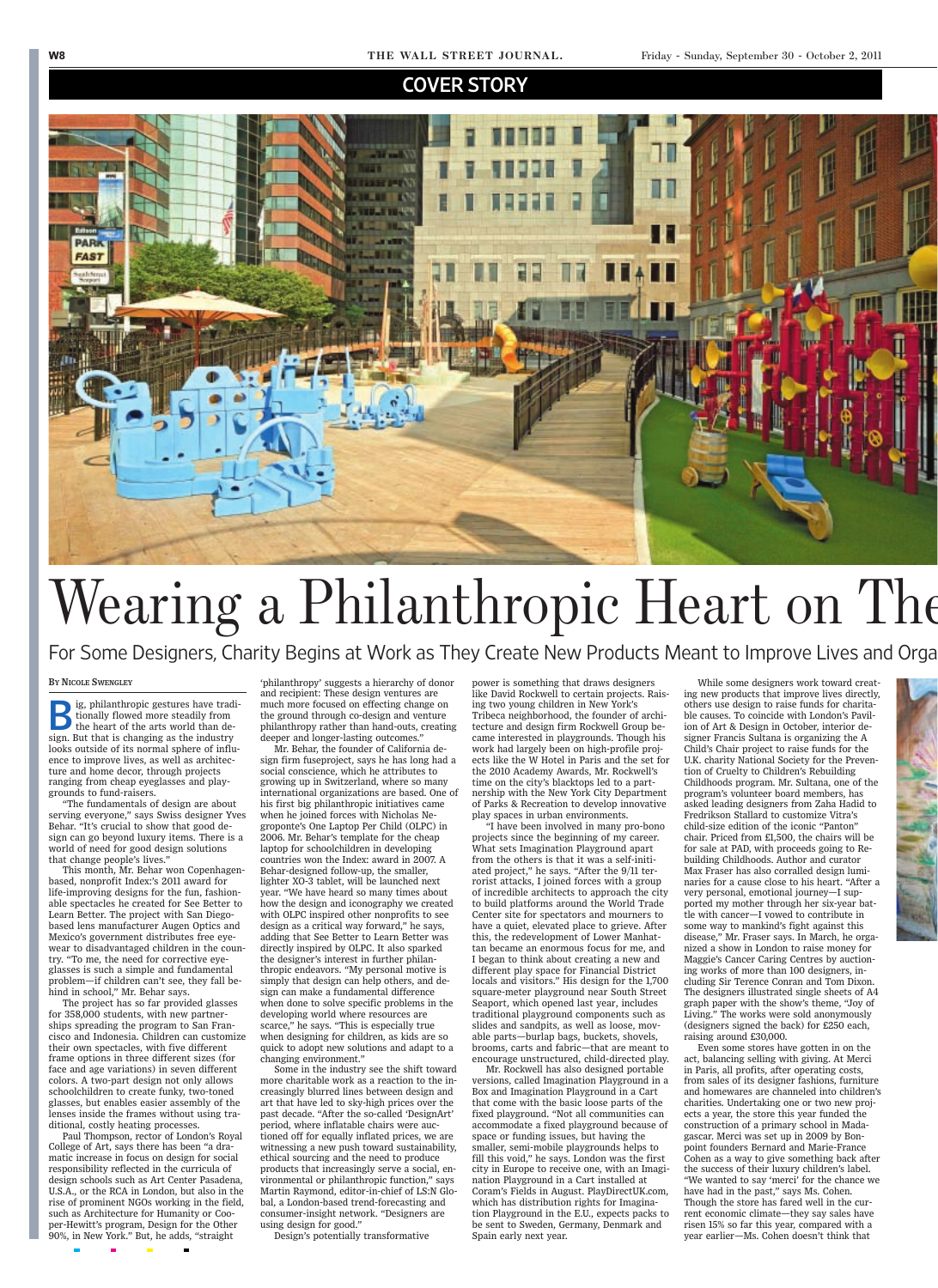COVER STORY

# Wearing a Philanthropic Heart on The

For Some Designers, Charity Begins at Work as They Create New Products Meant to Improve Lives and Orga

By Nicole Swengley

Big, philanthropic gestures have traditionally flowed more steadily from the heart of the arts world than design. But that is changing as the industry looks outside of its normal sphere of influence to improve lives, as well as architecture and home decor, through projects ranging from cheap eyeglasses and playgrounds to fund-raisers.

"The fundamentals of design are about serving everyone," says Swiss designer Yves Behar. "It's crucial to show that good design can go beyond luxury items. There is a world of need for good design solutions that change people's lives."

This month, Mr. Behar won Copenhagen-based, nonprofit Index:'s 2011 award for life-improving designs for the fun, fashionable spectacles he created for See Better to Learn Better. The project with San Diego-based lens manufacturer Augen Optics and Mexico's government distributes free eyewear to disadvantaged children in the country. "To me, the need for corrective eyeglasses is such a simple and fundamental problem—if children can't see, they fall behind in school," Mr. Behar says.

The project has so far provided glasses for 358,000 students, with new partnerships spreading the program to San Francisco and Indonesia. Children can customize their own spectacles, with five different frame options in three different sizes (for face and age variations) in seven different colors. A two-part design not only allows schoolchildren to create funky, two-toned glasses, but enables easier assembly of the lenses inside the frames without using traditional, costly heating processes.

Paul Thompson, rector of London's Royal College of Art, says there has been "a dramatic increase in focus on design for social responsibility reflected in the curricula of design schools such as Art Center Pasadena, U.S.A., or the RCA in London, but also in the rise of prominent NGOs working in the field, such as Architecture for Humanity or Cooper-Hewitt's program, Design for the Other 90%, in New York." But, he adds, "straight 'philanthropy' suggests a hierarchy of donor and recipient: These design ventures are much more focused on effecting change on the ground through co-design and venture philanthropy rather than hand-outs, creating deeper and longer-lasting outcomes."

Mr. Behar, the founder of California design firm fuseproject, says he has long had a social conscience, which he attributes to growing up in Switzerland, where so many international organizations are based. One of his first big philanthropic initiatives came when he joined forces with Nicholas Negroponte's One Laptop Per Child (OLPC) in 2006. Mr. Behar's template for the cheap laptop for schoolchildren in developing countries won the Index: award in 2007. A Behar-designed follow-up, the smaller, lighter XO-3 tablet, will be launched next year. "We have heard so many times about how the design and iconography we created with OLPC inspired other nonprofits to see design as a critical way forward," he says, adding that See Better to Learn Better was directly inspired by OLPC. It also sparked the designer's interest in further philanthropic endeavors. "My personal motive is simply that design can help others, and design can make a fundamental difference when done to solve specific problems in the developing world where resources are scarce," he says. "This is especially true when designing for children, as kids are so quick to adopt new solutions and adapt to a changing environment."

Some in the industry see the shift toward more charitable work as a reaction to the increasingly blurred lines between design and art that have led to sky-high prices over the past decade. "After the so-called 'DesignArt' period, where inflatable chairs were auctioned off for equally inflated prices, we are witnessing a new push toward sustainability, ethical sourcing and the need to produce products that increasingly serve a social, environmental or philanthropic function," says Martin Raymond, editor-in-chief of LS:N Global, a London-based trend-forecasting and consumer-insight network. "Designers are using design for good."

Design's potentially transformative power is something that draws designers like David Rockwell to certain projects. Raising two young children in New York's Tribeca neighborhood, the founder of architecture and design firm Rockwell Group became interested in playgrounds. Though his work had largely been on high-profile projects like the W Hotel in Paris and the set for the 2010 Academy Awards, Mr. Rockwell's time on the city's blacktops led to a partnership with the New York City Department of Parks & Recreation to develop innovative play spaces in urban environments.

"I have been involved in many pro-bono projects since the beginning of my career. What sets Imagination Playground apart from the others is that it was a self-initiated project," he says. "After the 9/11 terrorist attacks, I joined forces with a group of incredible architects to approach the city to build platforms around the World Trade Center site for spectators and mourners to have a quiet, elevated place to grieve. After this, the redevelopment of Lower Manhattan became an enormous focus for me, and I began to think about creating a new and different play space for Financial District locals and visitors." His design for the 1,700 square-meter playground near South Street Seaport, which opened last year, includes traditional playground components such as slides and sandpits, as well as loose, movable parts—burlap bags, buckets, shovels, brooms, carts and fabric—that are meant to encourage unstructured, child-directed play.

Mr. Rockwell has also designed portable versions, called Imagination Playground in a Box and Imagination Playground in a Cart that come with the basic loose parts of the fixed playground. "Not all communities can accommodate a fixed playground because of space or funding issues, but having the smaller, semi-mobile playgrounds helps to fill this void," he says. London was the first city in Europe to receive one, with an Imagination Playground in a Cart installed at Coram's Fields in August. PlayDirectUK.com, which has distribution rights for Imagination Playground in the E.U., expects packs to be sent to Sweden, Germany, Denmark and Spain early next year.

While some designers work toward creating new products that improve lives directly, others use design to raise funds for charitable causes. To coincide with London's Pavilion of Art & Design in October, interior designer Francis Sultana is organizing the A Child's Chair project to raise funds for the U.K. charity National Society for the Prevention of Cruelty to Children's Rebuilding Childhoods program. Mr. Sultana, one of the program's volunteer board members, has asked leading designers from Zaha Hadid to Fredrikson Stallard to customize Vitra's child-size edition of the iconic "Panton" chair. Priced from £1,500, the chairs will be for sale at PAD, with proceeds going to Rebuilding Childhoods. Author and curator Max Fraser has also corralled design luminaries for a cause close to his heart. "After a very personal, emotional journey—I supported my mother through her six-year battle with cancer—I vowed to contribute in some way to mankind's fight against this disease," Mr. Fraser says. In March, he organized a show in London to raise money for Maggie's Cancer Caring Centres by auctioning works of more than 100 designers, including Sir Terence Conran and Tom Dixon. The designers illustrated single sheets of A4 graph paper with the show's theme, "Joy of Living." The works were sold anonymously (designers signed the back) for £250 each, raising around £30,000.

Even some stores have gotten in on the act, balancing selling with giving. At Merci in Paris, all profits, after operating costs, from sales of its designer fashions, furniture and homewares are channeled into children's charities. Undertaking one or two new projects a year, the store this year funded the construction of a primary school in Madagascar. Merci was set up in 2009 by Bonpoint founders Bernard and Marie-France Cohen as a way to give something back after the success of their luxury children's label. "We wanted to say 'merci' for the chance we have had in the past," says Ms. Cohen. Though the store has fared well in the current economic climate—they say sales have risen 15% so far this year, compared with a year earlier—Ms. Cohen doesn't think that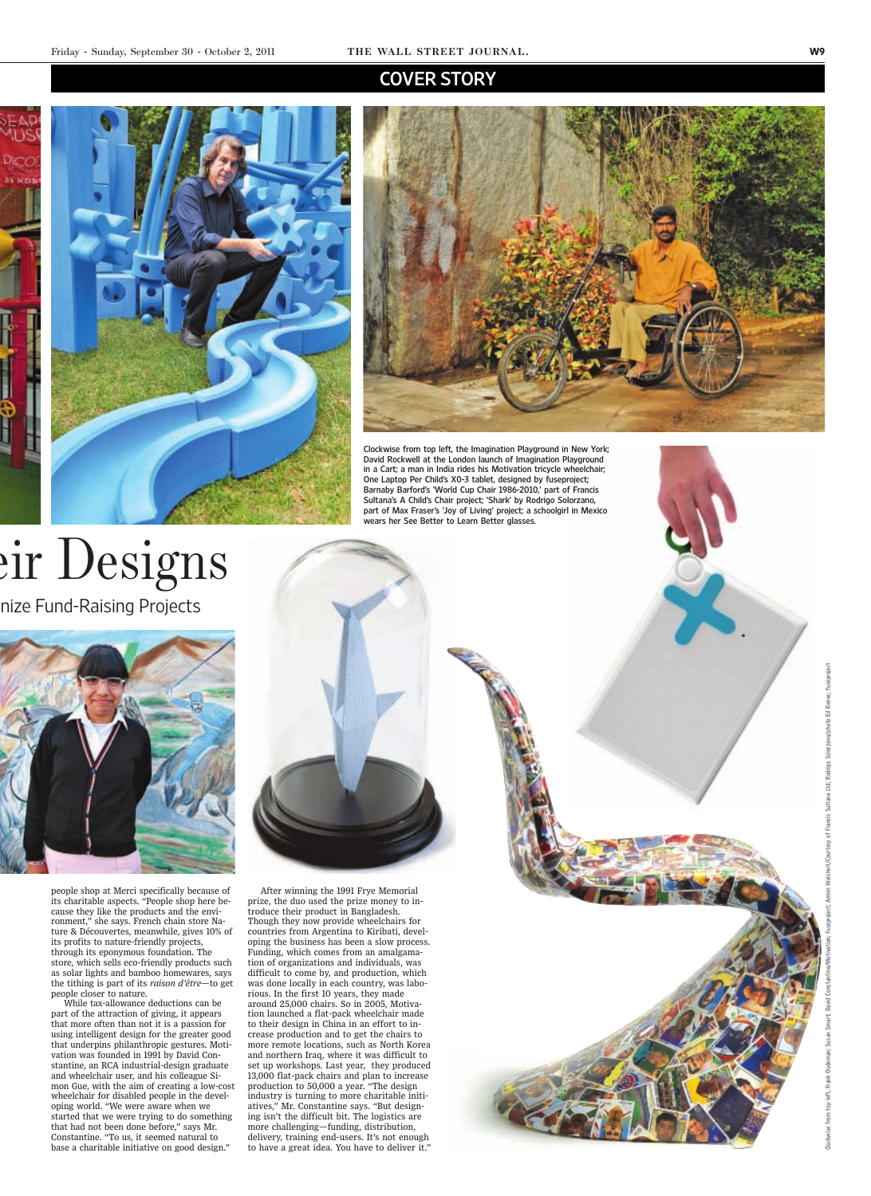## COVER STORY

Clockwise from top left, the Imagination Playground in New York; David Rockwell at the London launch of Imagination Playground in a Cart; a man in India rides his Motivation tricycle wheelchair; One Laptop Per Child's XO-3 tablet, designed by fuseproject; Barnaby Barford's 'World Cup Chair 1986-2010,' part of Francis Sultana's A Child's Chair project; 'Shark' by Rodrigo Solorzano, part of Max Fraser's 'Joy of Living' project; a schoolgirl in Mexico wears her See Better to Learn Better glasses.

# eir Designs

## nize Fund-Raising Projects

people shop at Merci specifically because of its charitable aspects. "People shop here because they like the products and the environment," she says. French chain store Nature & Découvertes, meanwhile, gives 10% of its profits to nature-friendly projects, through its eponymous foundation. The store, which sells eco-friendly products such as solar lights and bamboo homewares, says the tithing is part of its *raison d'être*—to get people closer to nature.

While tax-allowance deductions can be part of the attraction of giving, it appears that more often than not it is a passion for using intelligent design for the greater good that underpins philanthropic gestures. Motivation was founded in 1991 by David Constantine, an RCA industrial-design graduate and wheelchair user, and his colleague Simon Gue, with the aim of creating a low-cost wheelchair for disabled people in the developing world. "We were aware when we started that we were trying to do something that had not been done before," says Mr. Constantine. "To us, it seemed natural to base a charitable initiative on good design."

After winning the 1991 Frye Memorial prize, the duo used the prize money to introduce their product in Bangladesh. Though they now provide wheelchairs for countries from Argentina to Kiribati, developing the business has been a slow process. Funding, which comes from an amalgamation of organizations and individuals, was difficult to come by, and production, which was done locally in each country, was laborious. In the first 10 years, they made around 25,000 chairs. So in 2005, Motivation launched a flat-pack wheelchair made to their design in China in an effort to increase production and to get the chairs to more remote locations, such as North Korea and northern Iraq, where it was difficult to set up workshops. Last year, they produced 13,000 flat-pack chairs and plan to increase production to 50,000 a year. "The design industry is turning to more charitable initiatives," Mr. Constantine says. "But designing isn't the difficult bit. The logistics are more challenging—funding, distribution, delivery, training end-users. It's not enough to have a great idea. You have to deliver it."

Clockwise from top left, Frank Oudeman; Susan Smart; David Constantine/Motivation; fuseproject; Armin Weisheit/Courtesy of Francis Sultana Ltd; Rodrigo Solorzano/photo Ed Reeve; fuseproject